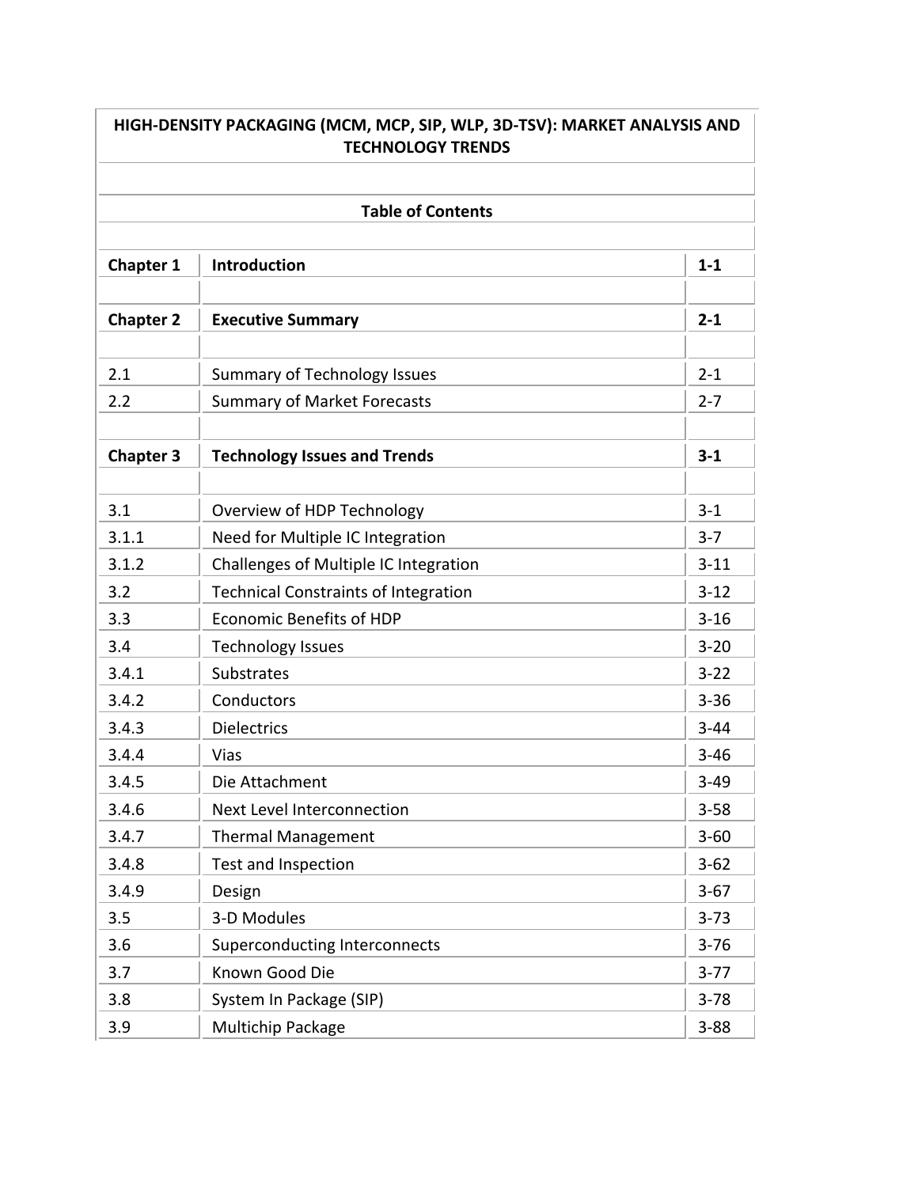# HIGH-DENSITY PACKAGING (MCM, MCP, SIP, WLP, 3D-TSV): MARKET ANALYSIS AND TECHNOLOGY TRENDS

## Table of Contents

| | | |
|---|---|---|
| **Chapter 1** | **Introduction** | **1-1** |
| | | |
| **Chapter 2** | **Executive Summary** | **2-1** |
| | | |
| 2.1 | Summary of Technology Issues | 2-1 |
| 2.2 | Summary of Market Forecasts | 2-7 |
| | | |
| **Chapter 3** | **Technology Issues and Trends** | **3-1** |
| | | |
| 3.1 | Overview of HDP Technology | 3-1 |
| 3.1.1 | Need for Multiple IC Integration | 3-7 |
| 3.1.2 | Challenges of Multiple IC Integration | 3-11 |
| 3.2 | Technical Constraints of Integration | 3-12 |
| 3.3 | Economic Benefits of HDP | 3-16 |
| 3.4 | Technology Issues | 3-20 |
| 3.4.1 | Substrates | 3-22 |
| 3.4.2 | Conductors | 3-36 |
| 3.4.3 | Dielectrics | 3-44 |
| 3.4.4 | Vias | 3-46 |
| 3.4.5 | Die Attachment | 3-49 |
| 3.4.6 | Next Level Interconnection | 3-58 |
| 3.4.7 | Thermal Management | 3-60 |
| 3.4.8 | Test and Inspection | 3-62 |
| 3.4.9 | Design | 3-67 |
| 3.5 | 3-D Modules | 3-73 |
| 3.6 | Superconducting Interconnects | 3-76 |
| 3.7 | Known Good Die | 3-77 |
| 3.8 | System In Package (SIP) | 3-78 |
| 3.9 | Multichip Package | 3-88 |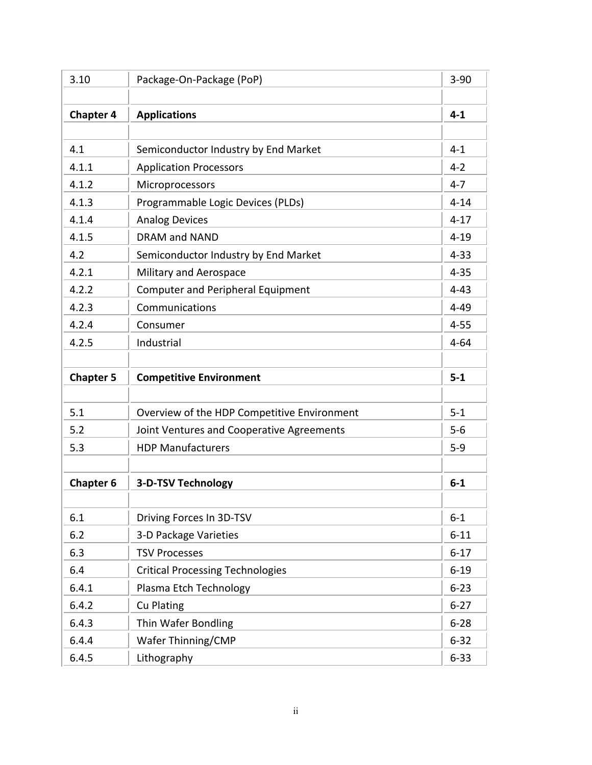| | | |
|---|---|---|
| 3.10 | Package-On-Package (PoP) | 3-90 |
| | | |
| **Chapter 4** | **Applications** | **4-1** |
| | | |
| 4.1 | Semiconductor Industry by End Market | 4-1 |
| 4.1.1 | Application Processors | 4-2 |
| 4.1.2 | Microprocessors | 4-7 |
| 4.1.3 | Programmable Logic Devices (PLDs) | 4-14 |
| 4.1.4 | Analog Devices | 4-17 |
| 4.1.5 | DRAM and NAND | 4-19 |
| 4.2 | Semiconductor Industry by End Market | 4-33 |
| 4.2.1 | Military and Aerospace | 4-35 |
| 4.2.2 | Computer and Peripheral Equipment | 4-43 |
| 4.2.3 | Communications | 4-49 |
| 4.2.4 | Consumer | 4-55 |
| 4.2.5 | Industrial | 4-64 |
| | | |
| **Chapter 5** | **Competitive Environment** | **5-1** |
| | | |
| 5.1 | Overview of the HDP Competitive Environment | 5-1 |
| 5.2 | Joint Ventures and Cooperative Agreements | 5-6 |
| 5.3 | HDP Manufacturers | 5-9 |
| | | |
| **Chapter 6** | **3-D-TSV Technology** | **6-1** |
| | | |
| 6.1 | Driving Forces In 3D-TSV | 6-1 |
| 6.2 | 3-D Package Varieties | 6-11 |
| 6.3 | TSV Processes | 6-17 |
| 6.4 | Critical Processing Technologies | 6-19 |
| 6.4.1 | Plasma Etch Technology | 6-23 |
| 6.4.2 | Cu Plating | 6-27 |
| 6.4.3 | Thin Wafer Bondling | 6-28 |
| 6.4.4 | Wafer Thinning/CMP | 6-32 |
| 6.4.5 | Lithography | 6-33 |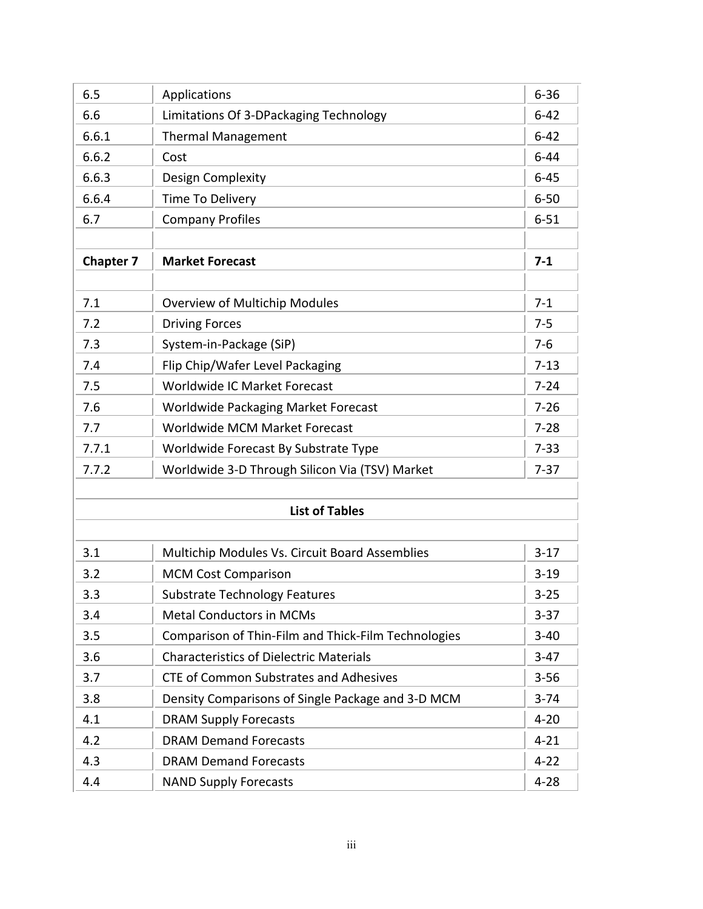| | | |
|---|---|---|
| 6.5 | Applications | 6-36 |
| 6.6 | Limitations Of 3-DPackaging Technology | 6-42 |
| 6.6.1 | Thermal Management | 6-42 |
| 6.6.2 | Cost | 6-44 |
| 6.6.3 | Design Complexity | 6-45 |
| 6.6.4 | Time To Delivery | 6-50 |
| 6.7 | Company Profiles | 6-51 |
| | | |
| **Chapter 7** | **Market Forecast** | **7-1** |
| | | |
| 7.1 | Overview of Multichip Modules | 7-1 |
| 7.2 | Driving Forces | 7-5 |
| 7.3 | System-in-Package (SiP) | 7-6 |
| 7.4 | Flip Chip/Wafer Level Packaging | 7-13 |
| 7.5 | Worldwide IC Market Forecast | 7-24 |
| 7.6 | Worldwide Packaging Market Forecast | 7-26 |
| 7.7 | Worldwide MCM Market Forecast | 7-28 |
| 7.7.1 | Worldwide Forecast By Substrate Type | 7-33 |
| 7.7.2 | Worldwide 3-D Through Silicon Via (TSV) Market | 7-37 |

**List of Tables**

| | | |
|---|---|---|
| 3.1 | Multichip Modules Vs. Circuit Board Assemblies | 3-17 |
| 3.2 | MCM Cost Comparison | 3-19 |
| 3.3 | Substrate Technology Features | 3-25 |
| 3.4 | Metal Conductors in MCMs | 3-37 |
| 3.5 | Comparison of Thin-Film and Thick-Film Technologies | 3-40 |
| 3.6 | Characteristics of Dielectric Materials | 3-47 |
| 3.7 | CTE of Common Substrates and Adhesives | 3-56 |
| 3.8 | Density Comparisons of Single Package and 3-D MCM | 3-74 |
| 4.1 | DRAM Supply Forecasts | 4-20 |
| 4.2 | DRAM Demand Forecasts | 4-21 |
| 4.3 | DRAM Demand Forecasts | 4-22 |
| 4.4 | NAND Supply Forecasts | 4-28 |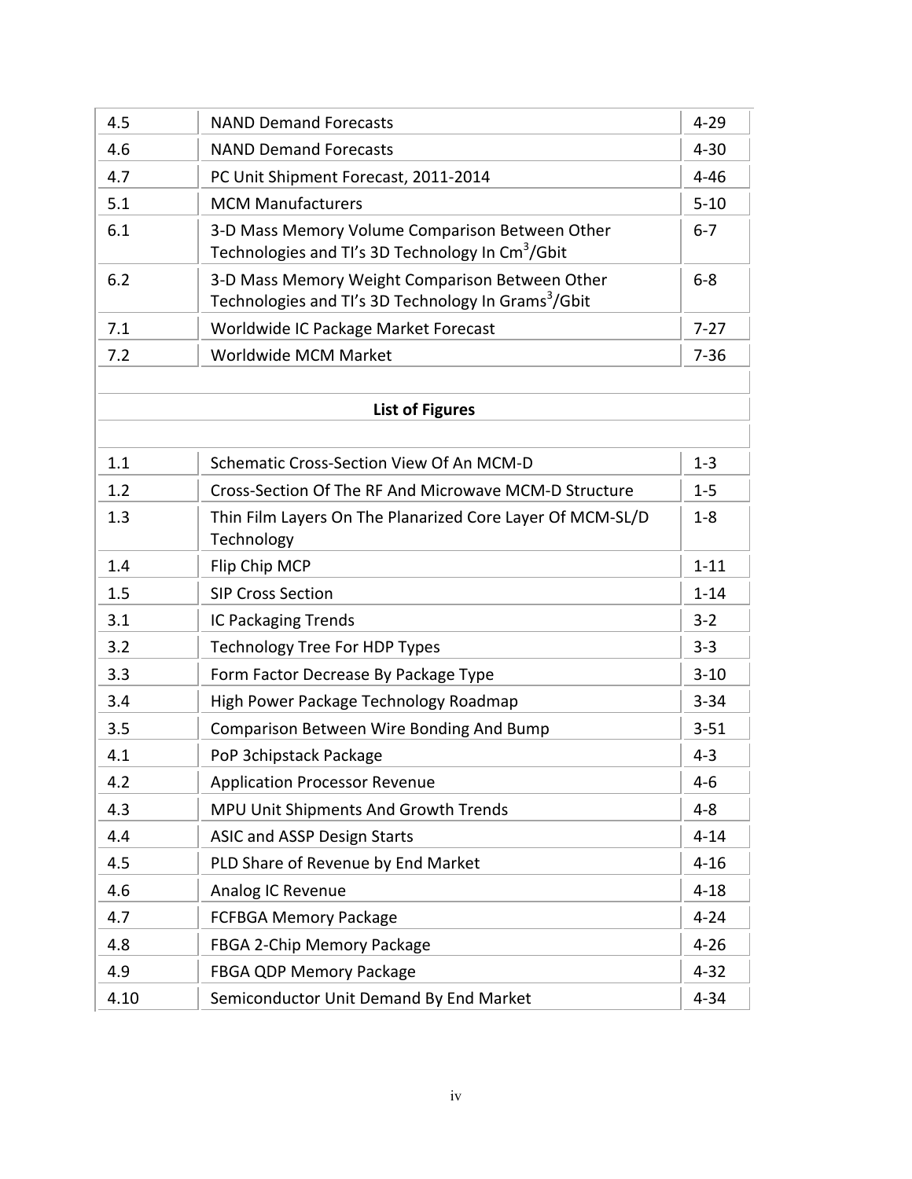| | | |
|---|---|---|
| 4.5 | NAND Demand Forecasts | 4-29 |
| 4.6 | NAND Demand Forecasts | 4-30 |
| 4.7 | PC Unit Shipment Forecast, 2011-2014 | 4-46 |
| 5.1 | MCM Manufacturers | 5-10 |
| 6.1 | 3-D Mass Memory Volume Comparison Between Other Technologies and TI's 3D Technology In $Cm^3$/Gbit | 6-7 |
| 6.2 | 3-D Mass Memory Weight Comparison Between Other Technologies and TI's 3D Technology In $Grams^3$/Gbit | 6-8 |
| 7.1 | Worldwide IC Package Market Forecast | 7-27 |
| 7.2 | Worldwide MCM Market | 7-36 |

## List of Figures

| | | |
|---|---|---|
| 1.1 | Schematic Cross-Section View Of An MCM-D | 1-3 |
| 1.2 | Cross-Section Of The RF And Microwave MCM-D Structure | 1-5 |
| 1.3 | Thin Film Layers On The Planarized Core Layer Of MCM-SL/D Technology | 1-8 |
| 1.4 | Flip Chip MCP | 1-11 |
| 1.5 | SIP Cross Section | 1-14 |
| 3.1 | IC Packaging Trends | 3-2 |
| 3.2 | Technology Tree For HDP Types | 3-3 |
| 3.3 | Form Factor Decrease By Package Type | 3-10 |
| 3.4 | High Power Package Technology Roadmap | 3-34 |
| 3.5 | Comparison Between Wire Bonding And Bump | 3-51 |
| 4.1 | PoP 3chipstack Package | 4-3 |
| 4.2 | Application Processor Revenue | 4-6 |
| 4.3 | MPU Unit Shipments And Growth Trends | 4-8 |
| 4.4 | ASIC and ASSP Design Starts | 4-14 |
| 4.5 | PLD Share of Revenue by End Market | 4-16 |
| 4.6 | Analog IC Revenue | 4-18 |
| 4.7 | FCFBGA Memory Package | 4-24 |
| 4.8 | FBGA 2-Chip Memory Package | 4-26 |
| 4.9 | FBGA QDP Memory Package | 4-32 |
| 4.10 | Semiconductor Unit Demand By End Market | 4-34 |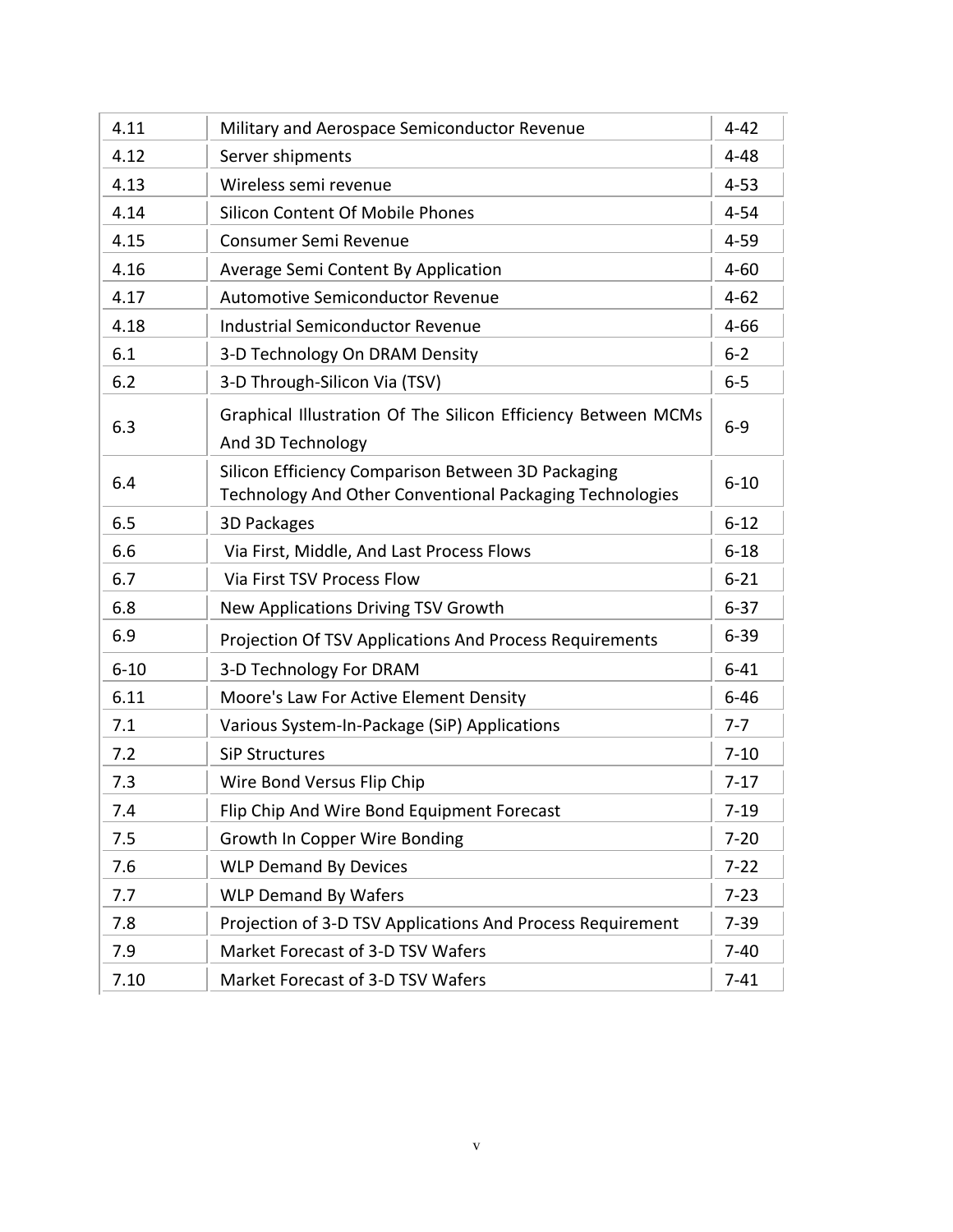| | | |
|---|---|---|
| 4.11 | Military and Aerospace Semiconductor Revenue | 4-42 |
| 4.12 | Server shipments | 4-48 |
| 4.13 | Wireless semi revenue | 4-53 |
| 4.14 | Silicon Content Of Mobile Phones | 4-54 |
| 4.15 | Consumer Semi Revenue | 4-59 |
| 4.16 | Average Semi Content By Application | 4-60 |
| 4.17 | Automotive Semiconductor Revenue | 4-62 |
| 4.18 | Industrial Semiconductor Revenue | 4-66 |
| 6.1 | 3-D Technology On DRAM Density | 6-2 |
| 6.2 | 3-D Through-Silicon Via (TSV) | 6-5 |
| 6.3 | Graphical Illustration Of The Silicon Efficiency Between MCMs And 3D Technology | 6-9 |
| 6.4 | Silicon Efficiency Comparison Between 3D Packaging Technology And Other Conventional Packaging Technologies | 6-10 |
| 6.5 | 3D Packages | 6-12 |
| 6.6 | Via First, Middle, And Last Process Flows | 6-18 |
| 6.7 | Via First TSV Process Flow | 6-21 |
| 6.8 | New Applications Driving TSV Growth | 6-37 |
| 6.9 | Projection Of TSV Applications And Process Requirements | 6-39 |
| 6-10 | 3-D Technology For DRAM | 6-41 |
| 6.11 | Moore's Law For Active Element Density | 6-46 |
| 7.1 | Various System-In-Package (SiP) Applications | 7-7 |
| 7.2 | SiP Structures | 7-10 |
| 7.3 | Wire Bond Versus Flip Chip | 7-17 |
| 7.4 | Flip Chip And Wire Bond Equipment Forecast | 7-19 |
| 7.5 | Growth In Copper Wire Bonding | 7-20 |
| 7.6 | WLP Demand By Devices | 7-22 |
| 7.7 | WLP Demand By Wafers | 7-23 |
| 7.8 | Projection of 3-D TSV Applications And Process Requirement | 7-39 |
| 7.9 | Market Forecast of 3-D TSV Wafers | 7-40 |
| 7.10 | Market Forecast of 3-D TSV Wafers | 7-41 |